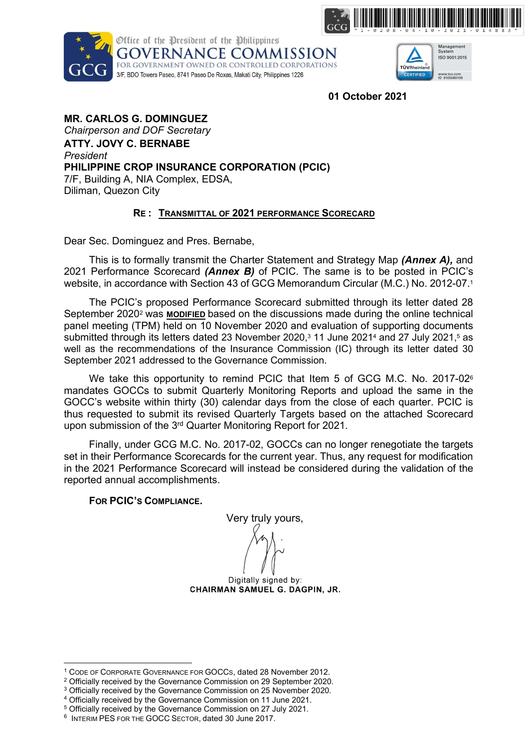Office of the President of the Philippines
**GOVERNANCE COMMISSION**
FOR GOVERNMENT OWNED OR CONTROLLED CORPORATIONS
3/F, BDO Towers Paseo, 8741 Paseo De Roxas, Makati City, Philippines 1226

**01 October 2021**

**MR. CARLOS G. DOMINGUEZ**
*Chairperson and DOF Secretary*
**ATTY. JOVY C. BERNABE**
*President*
**PHILIPPINE CROP INSURANCE CORPORATION (PCIC)**
7/F, Building A, NIA Complex, EDSA,
Diliman, Quezon City

**RE : TRANSMITTAL OF 2021 PERFORMANCE SCORECARD**

Dear Sec. Dominguez and Pres. Bernabe,

This is to formally transmit the Charter Statement and Strategy Map ***(Annex A),*** and 2021 Performance Scorecard ***(Annex B)*** of PCIC. The same is to be posted in PCIC's website, in accordance with Section 43 of GCG Memorandum Circular (M.C.) No. 2012-07.[1]

The PCIC's proposed Performance Scorecard submitted through its letter dated 28 September 2020[2] was **MODIFIED** based on the discussions made during the online technical panel meeting (TPM) held on 10 November 2020 and evaluation of supporting documents submitted through its letters dated 23 November 2020,[3] 11 June 2021[4] and 27 July 2021,[5] as well as the recommendations of the Insurance Commission (IC) through its letter dated 30 September 2021 addressed to the Governance Commission.

We take this opportunity to remind PCIC that Item 5 of GCG M.C. No. 2017-02[6] mandates GOCCs to submit Quarterly Monitoring Reports and upload the same in the GOCC's website within thirty (30) calendar days from the close of each quarter. PCIC is thus requested to submit its revised Quarterly Targets based on the attached Scorecard upon submission of the 3rd Quarter Monitoring Report for 2021.

Finally, under GCG M.C. No. 2017-02, GOCCs can no longer renegotiate the targets set in their Performance Scorecards for the current year. Thus, any request for modification in the 2021 Performance Scorecard will instead be considered during the validation of the reported annual accomplishments.

**FOR PCIC'S COMPLIANCE.**

Very truly yours,

Digitally signed by:
**CHAIRMAN SAMUEL G. DAGPIN, JR.**

---

[1] CODE OF CORPORATE GOVERNANCE FOR GOCCs, dated 28 November 2012.
[2] Officially received by the Governance Commission on 29 September 2020.
[3] Officially received by the Governance Commission on 25 November 2020.
[4] Officially received by the Governance Commission on 11 June 2021.
[5] Officially received by the Governance Commission on 27 July 2021.
[6] INTERIM PES FOR THE GOCC SECTOR, dated 30 June 2017.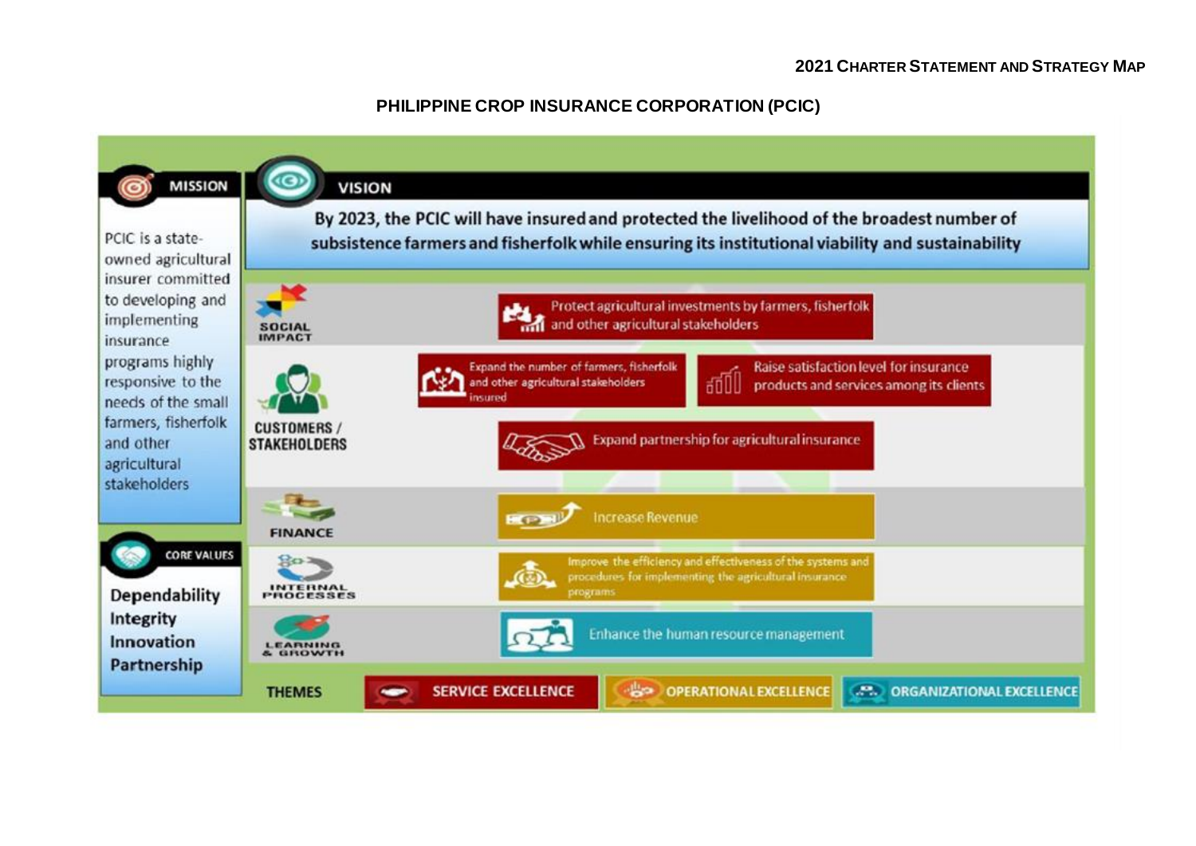## 2021 CHARTER STATEMENT AND STRATEGY MAP

# PHILIPPINE CROP INSURANCE CORPORATION (PCIC)

### MISSION

PCIC is a state-owned agricultural insurer committed to developing and implementing insurance programs highly responsive to the needs of the small farmers, fisherfolk and other agricultural stakeholders

### VISION

By 2023, the PCIC will have insured and protected the livelihood of the broadest number of subsistence farmers and fisherfolk while ensuring its institutional viability and sustainability

### CORE VALUES

- Dependability
- Integrity
- Innovation
- Partnership

### Strategy Map

**SOCIAL IMPACT**
- Protect agricultural investments by farmers, fisherfolk and other agricultural stakeholders

**CUSTOMERS / STAKEHOLDERS**
- Expand the number of farmers, fisherfolk and other agricultural stakeholders insured
- Raise satisfaction level for insurance products and services among its clients
- Expand partnership for agricultural insurance

**FINANCE**
- Increase Revenue

**INTERNAL PROCESSES**
- Improve the efficiency and effectiveness of the systems and procedures for implementing the agricultural insurance programs

**LEARNING & GROWTH**
- Enhance the human resource management

**THEMES**
- SERVICE EXCELLENCE
- OPERATIONAL EXCELLENCE
- ORGANIZATIONAL EXCELLENCE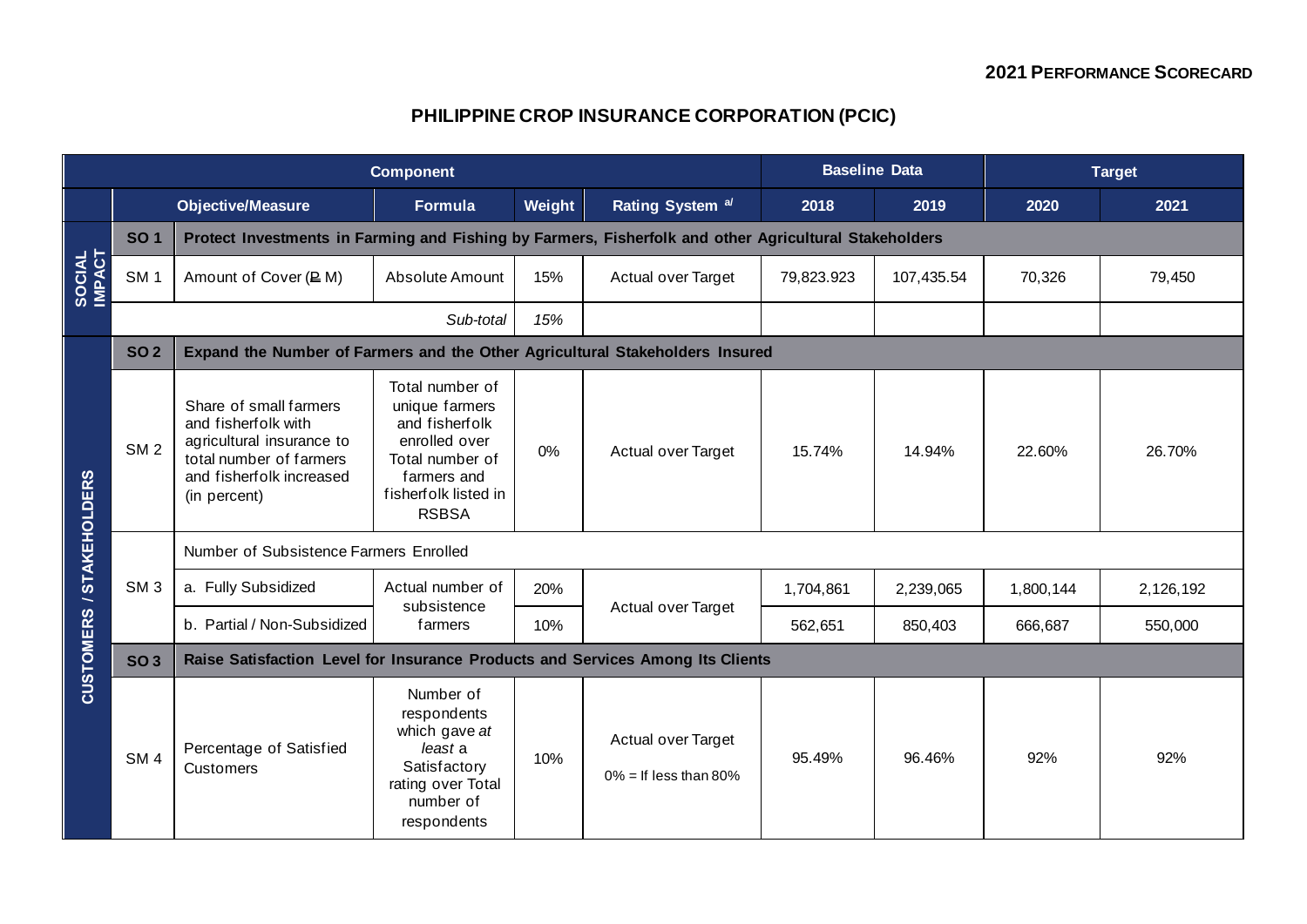**2021 PERFORMANCE SCORECARD**

# PHILIPPINE CROP INSURANCE CORPORATION (PCIC)

| | Component | | | | | Baseline Data | | Target | |
|---|---|---|---|---|---|---|---|---|---|
| | Objective/Measure | | Formula | Weight | Rating System [a] | 2018 | 2019 | 2020 | 2021 |
| SOCIAL IMPACT | SO 1 | Protect Investments in Farming and Fishing by Farmers, Fisherfolk and other Agricultural Stakeholders | | | | | | | |
| | SM 1 | Amount of Cover (₱ M) | Absolute Amount | 15% | Actual over Target | 79,823.923 | 107,435.54 | 70,326 | 79,450 |
| | | | *Sub-total* | *15%* | | | | | |
| CUSTOMERS / STAKEHOLDERS | SO 2 | Expand the Number of Farmers and the Other Agricultural Stakeholders Insured | | | | | | | |
| | SM 2 | Share of small farmers and fisherfolk with agricultural insurance to total number of farmers and fisherfolk increased (in percent) | Total number of unique farmers and fisherfolk enrolled over Total number of farmers and fisherfolk listed in RSBSA | 0% | Actual over Target | 15.74% | 14.94% | 22.60% | 26.70% |
| | SM 3 | Number of Subsistence Farmers Enrolled | | | | | | | |
| | | a. Fully Subsidized | Actual number of subsistence farmers | 20% | Actual over Target | 1,704,861 | 2,239,065 | 1,800,144 | 2,126,192 |
| | | b. Partial / Non-Subsidized | | 10% | | 562,651 | 850,403 | 666,687 | 550,000 |
| | SO 3 | Raise Satisfaction Level for Insurance Products and Services Among Its Clients | | | | | | | |
| | SM 4 | Percentage of Satisfied Customers | Number of respondents which gave *at least* a Satisfactory rating over Total number of respondents | 10% | Actual over Target<br>0% = If less than 80% | 95.49% | 96.46% | 92% | 92% |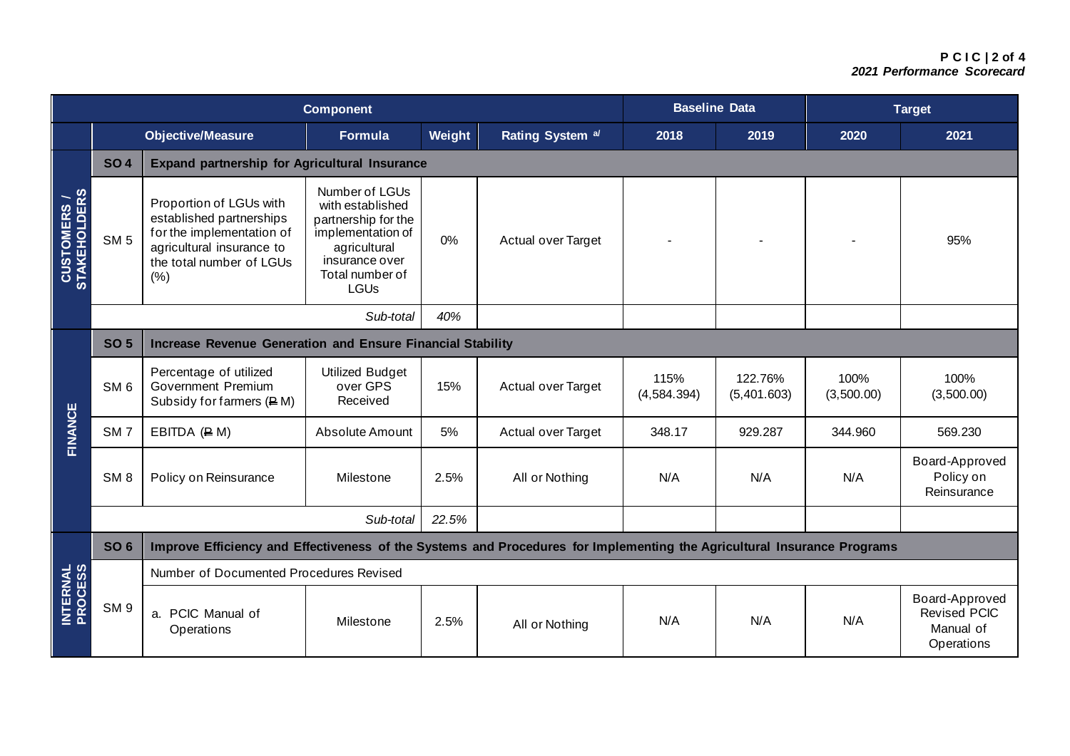| Component | | | | | | Baseline Data | | Target | |
|---|---|---|---|---|---|---|---|---|---|
| | Objective/Measure | | Formula | Weight | Rating System [a/] | 2018 | 2019 | 2020 | 2021 |
| CUSTOMERS / STAKEHOLDERS | SO 4 | Expand partnership for Agricultural Insurance | | | | | | | |
| | SM 5 | Proportion of LGUs with established partnerships for the implementation of agricultural insurance to the total number of LGUs (%) | Number of LGUs with established partnership for the implementation of agricultural insurance over Total number of LGUs | 0% | Actual over Target | - | - | - | 95% |
| | | | *Sub-total* | *40%* | | | | | |
| FINANCE | SO 5 | Increase Revenue Generation and Ensure Financial Stability | | | | | | | |
| | SM 6 | Percentage of utilized Government Premium Subsidy for farmers (₱ M) | Utilized Budget over GPS Received | 15% | Actual over Target | 115% (4,584.394) | 122.76% (5,401.603) | 100% (3,500.00) | 100% (3,500.00) |
| | SM 7 | EBITDA (₱ M) | Absolute Amount | 5% | Actual over Target | 348.17 | 929.287 | 344.960 | 569.230 |
| | SM 8 | Policy on Reinsurance | Milestone | 2.5% | All or Nothing | N/A | N/A | N/A | Board-Approved Policy on Reinsurance |
| | | | *Sub-total* | *22.5%* | | | | | |
| INTERNAL PROCESS | SO 6 | Improve Efficiency and Effectiveness of the Systems and Procedures for Implementing the Agricultural Insurance Programs | | | | | | | |
| | SM 9 | Number of Documented Procedures Revised | | | | | | | |
| | | a. PCIC Manual of Operations | Milestone | 2.5% | All or Nothing | N/A | N/A | N/A | Board-Approved Revised PCIC Manual of Operations |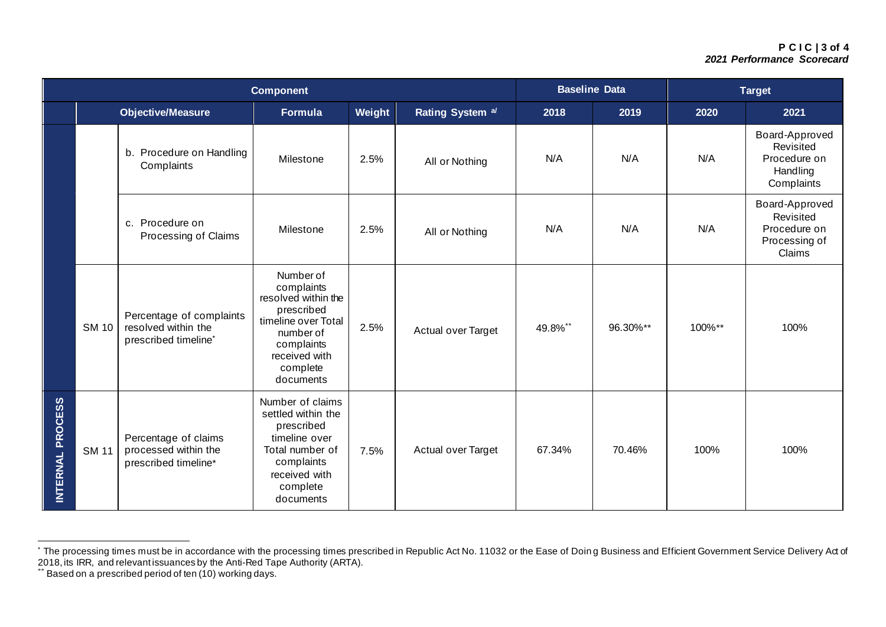| Component | | | | | | Baseline Data | | Target | |
|---|---|---|---|---|---|---|---|---|---|
| | Objective/Measure | | Formula | Weight | Rating System [a/] | 2018 | 2019 | 2020 | 2021 |
| | | b. Procedure on Handling Complaints | Milestone | 2.5% | All or Nothing | N/A | N/A | N/A | Board-Approved Revisited Procedure on Handling Complaints |
| | | c. Procedure on Processing of Claims | Milestone | 2.5% | All or Nothing | N/A | N/A | N/A | Board-Approved Revisited Procedure on Processing of Claims |
| | SM 10 | Percentage of complaints resolved within the prescribed timeline* | Number of complaints resolved within the prescribed timeline over Total number of complaints received with complete documents | 2.5% | Actual over Target | 49.8%** | 96.30%** | 100%** | 100% |
| INTERNAL PROCESS | SM 11 | Percentage of claims processed within the prescribed timeline* | Number of claims settled within the prescribed timeline over Total number of complaints received with complete documents | 7.5% | Actual over Target | 67.34% | 70.46% | 100% | 100% |

* The processing times must be in accordance with the processing times prescribed in Republic Act No. 11032 or the Ease of Doing Business and Efficient Government Service Delivery Act of 2018, its IRR, and relevant issuances by the Anti-Red Tape Authority (ARTA).

** Based on a prescribed period of ten (10) working days.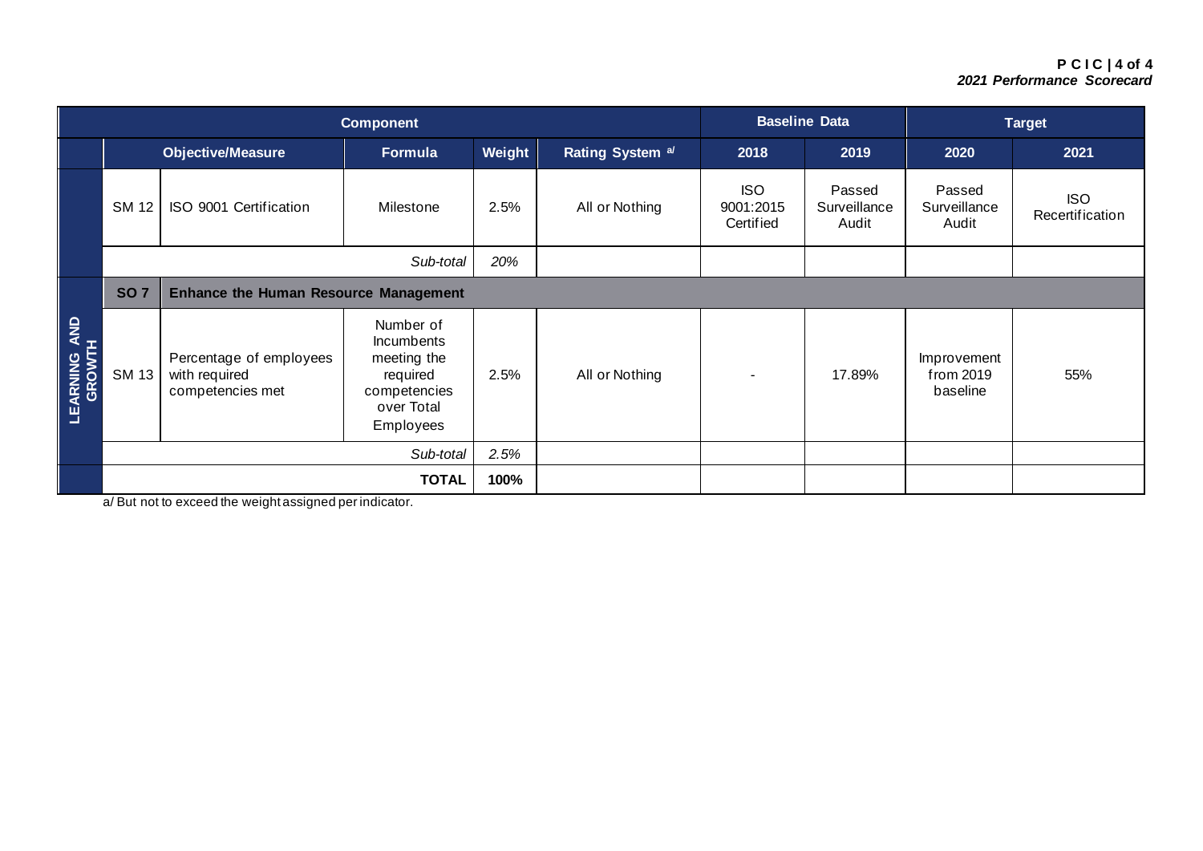| Component | | | | | | Baseline Data | | Target | |
|---|---|---|---|---|---|---|---|---|---|
| | Objective/Measure | | Formula | Weight | Rating System [a/] | 2018 | 2019 | 2020 | 2021 |
| | SM 12 | ISO 9001 Certification | Milestone | 2.5% | All or Nothing | ISO 9001:2015 Certified | Passed Surveillance Audit | Passed Surveillance Audit | ISO Recertification |
| | | | *Sub-total* | *20%* | | | | | |
| LEARNING AND GROWTH | **SO 7** | **Enhance the Human Resource Management** | | | | | | | |
| | SM 13 | Percentage of employees with required competencies met | Number of Incumbents meeting the required competencies over Total Employees | 2.5% | All or Nothing | - | 17.89% | Improvement from 2019 baseline | 55% |
| | | | *Sub-total* | *2.5%* | | | | | |
| | | | **TOTAL** | **100%** | | | | | |

a/ But not to exceed the weight assigned per indicator.